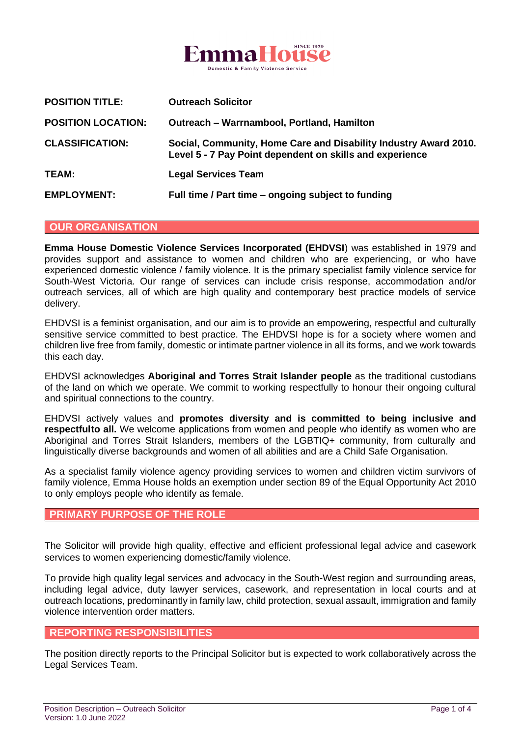EmmaHouse
SINCE 1979
Domestic & Family Violence Service

| | |
|---|---|
| **POSITION TITLE:** | **Outreach Solicitor** |
| **POSITION LOCATION:** | **Outreach – Warrnambool, Portland, Hamilton** |
| **CLASSIFICATION:** | **Social, Community, Home Care and Disability Industry Award 2010. Level 5 - 7 Pay Point dependent on skills and experience** |
| **TEAM:** | **Legal Services Team** |
| **EMPLOYMENT:** | **Full time / Part time – ongoing subject to funding** |

## OUR ORGANISATION

**Emma House Domestic Violence Services Incorporated (EHDVSI**) was established in 1979 and provides support and assistance to women and children who are experiencing, or who have experienced domestic violence / family violence. It is the primary specialist family violence service for South-West Victoria. Our range of services can include crisis response, accommodation and/or outreach services, all of which are high quality and contemporary best practice models of service delivery.

EHDVSI is a feminist organisation, and our aim is to provide an empowering, respectful and culturally sensitive service committed to best practice. The EHDVSI hope is for a society where women and children live free from family, domestic or intimate partner violence in all its forms, and we work towards this each day.

EHDVSI acknowledges **Aboriginal and Torres Strait Islander people** as the traditional custodians of the land on which we operate. We commit to working respectfully to honour their ongoing cultural and spiritual connections to the country.

EHDVSI actively values and **promotes diversity and is committed to being inclusive and respectfulto all.** We welcome applications from women and people who identify as women who are Aboriginal and Torres Strait Islanders, members of the LGBTIQ+ community, from culturally and linguistically diverse backgrounds and women of all abilities and are a Child Safe Organisation.

As a specialist family violence agency providing services to women and children victim survivors of family violence, Emma House holds an exemption under section 89 of the Equal Opportunity Act 2010 to only employs people who identify as female.

## PRIMARY PURPOSE OF THE ROLE

The Solicitor will provide high quality, effective and efficient professional legal advice and casework services to women experiencing domestic/family violence.

To provide high quality legal services and advocacy in the South-West region and surrounding areas, including legal advice, duty lawyer services, casework, and representation in local courts and at outreach locations, predominantly in family law, child protection, sexual assault, immigration and family violence intervention order matters.

## REPORTING RESPONSIBILITIES

The position directly reports to the Principal Solicitor but is expected to work collaboratively across the Legal Services Team.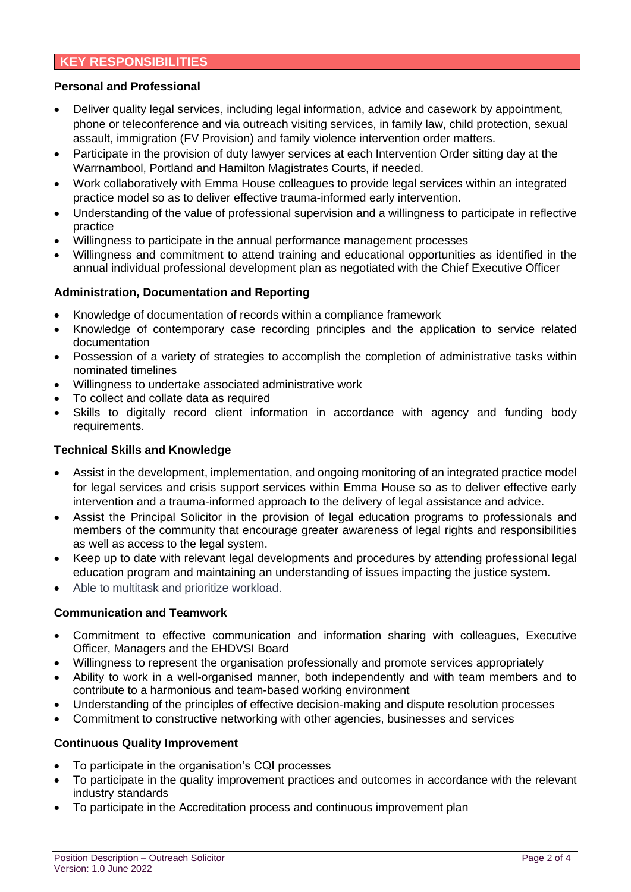## KEY RESPONSIBILITIES

**Personal and Professional**

- Deliver quality legal services, including legal information, advice and casework by appointment, phone or teleconference and via outreach visiting services, in family law, child protection, sexual assault, immigration (FV Provision) and family violence intervention order matters.
- Participate in the provision of duty lawyer services at each Intervention Order sitting day at the Warrnambool, Portland and Hamilton Magistrates Courts, if needed.
- Work collaboratively with Emma House colleagues to provide legal services within an integrated practice model so as to deliver effective trauma-informed early intervention.
- Understanding of the value of professional supervision and a willingness to participate in reflective practice
- Willingness to participate in the annual performance management processes
- Willingness and commitment to attend training and educational opportunities as identified in the annual individual professional development plan as negotiated with the Chief Executive Officer

**Administration, Documentation and Reporting**

- Knowledge of documentation of records within a compliance framework
- Knowledge of contemporary case recording principles and the application to service related documentation
- Possession of a variety of strategies to accomplish the completion of administrative tasks within nominated timelines
- Willingness to undertake associated administrative work
- To collect and collate data as required
- Skills to digitally record client information in accordance with agency and funding body requirements.

**Technical Skills and Knowledge**

- Assist in the development, implementation, and ongoing monitoring of an integrated practice model for legal services and crisis support services within Emma House so as to deliver effective early intervention and a trauma-informed approach to the delivery of legal assistance and advice.
- Assist the Principal Solicitor in the provision of legal education programs to professionals and members of the community that encourage greater awareness of legal rights and responsibilities as well as access to the legal system.
- Keep up to date with relevant legal developments and procedures by attending professional legal education program and maintaining an understanding of issues impacting the justice system.
- Able to multitask and prioritize workload.

**Communication and Teamwork**

- Commitment to effective communication and information sharing with colleagues, Executive Officer, Managers and the EHDVSI Board
- Willingness to represent the organisation professionally and promote services appropriately
- Ability to work in a well-organised manner, both independently and with team members and to contribute to a harmonious and team-based working environment
- Understanding of the principles of effective decision-making and dispute resolution processes
- Commitment to constructive networking with other agencies, businesses and services

**Continuous Quality Improvement**

- To participate in the organisation's CQI processes
- To participate in the quality improvement practices and outcomes in accordance with the relevant industry standards
- To participate in the Accreditation process and continuous improvement plan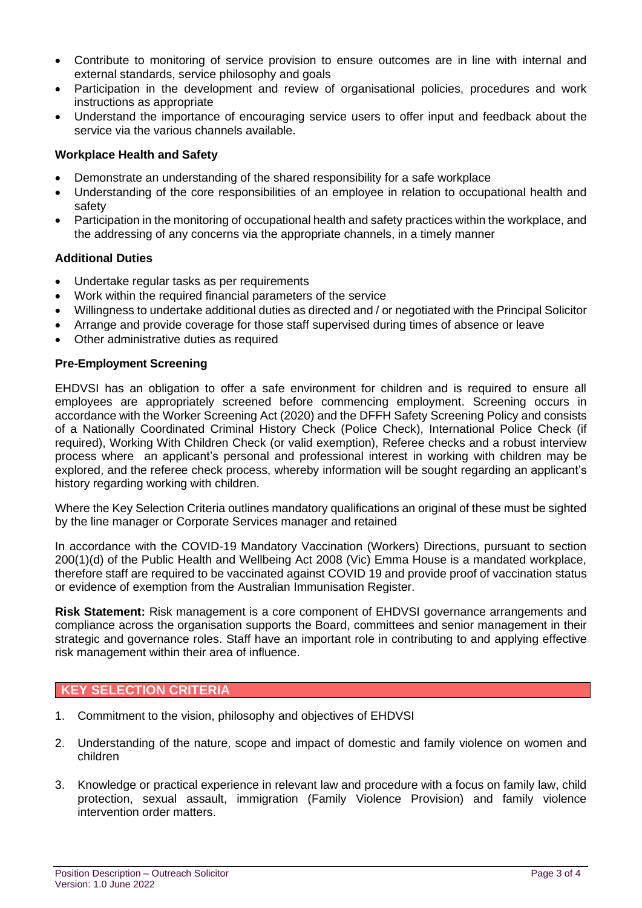- Contribute to monitoring of service provision to ensure outcomes are in line with internal and external standards, service philosophy and goals
- Participation in the development and review of organisational policies, procedures and work instructions as appropriate
- Understand the importance of encouraging service users to offer input and feedback about the service via the various channels available.

**Workplace Health and Safety**

- Demonstrate an understanding of the shared responsibility for a safe workplace
- Understanding of the core responsibilities of an employee in relation to occupational health and safety
- Participation in the monitoring of occupational health and safety practices within the workplace, and the addressing of any concerns via the appropriate channels, in a timely manner

**Additional Duties**

- Undertake regular tasks as per requirements
- Work within the required financial parameters of the service
- Willingness to undertake additional duties as directed and / or negotiated with the Principal Solicitor
- Arrange and provide coverage for those staff supervised during times of absence or leave
- Other administrative duties as required

**Pre-Employment Screening**

EHDVSI has an obligation to offer a safe environment for children and is required to ensure all employees are appropriately screened before commencing employment. Screening occurs in accordance with the Worker Screening Act (2020) and the DFFH Safety Screening Policy and consists of a Nationally Coordinated Criminal History Check (Police Check), International Police Check (if required), Working With Children Check (or valid exemption), Referee checks and a robust interview process where an applicant's personal and professional interest in working with children may be explored, and the referee check process, whereby information will be sought regarding an applicant's history regarding working with children.

Where the Key Selection Criteria outlines mandatory qualifications an original of these must be sighted by the line manager or Corporate Services manager and retained

In accordance with the COVID-19 Mandatory Vaccination (Workers) Directions, pursuant to section 200(1)(d) of the Public Health and Wellbeing Act 2008 (Vic) Emma House is a mandated workplace, therefore staff are required to be vaccinated against COVID 19 and provide proof of vaccination status or evidence of exemption from the Australian Immunisation Register.

**Risk Statement:** Risk management is a core component of EHDVSI governance arrangements and compliance across the organisation supports the Board, committees and senior management in their strategic and governance roles. Staff have an important role in contributing to and applying effective risk management within their area of influence.

## KEY SELECTION CRITERIA

1. Commitment to the vision, philosophy and objectives of EHDVSI
2. Understanding of the nature, scope and impact of domestic and family violence on women and children
3. Knowledge or practical experience in relevant law and procedure with a focus on family law, child protection, sexual assault, immigration (Family Violence Provision) and family violence intervention order matters.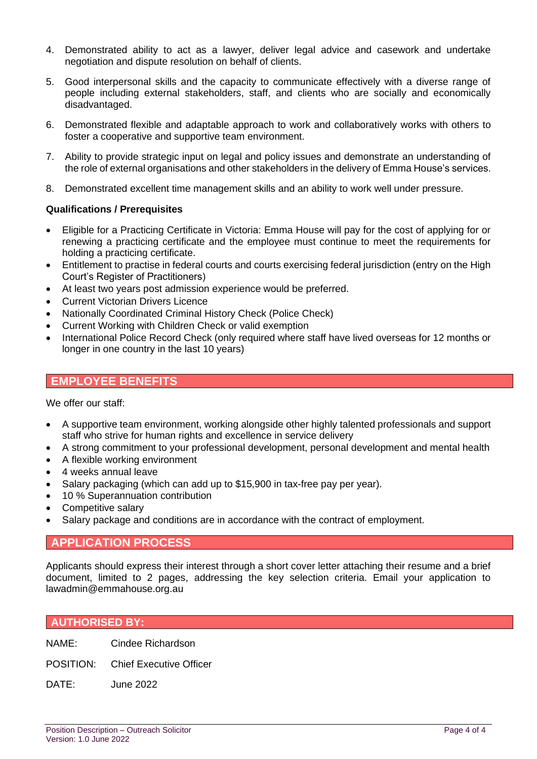4. Demonstrated ability to act as a lawyer, deliver legal advice and casework and undertake negotiation and dispute resolution on behalf of clients.

5. Good interpersonal skills and the capacity to communicate effectively with a diverse range of people including external stakeholders, staff, and clients who are socially and economically disadvantaged.

6. Demonstrated flexible and adaptable approach to work and collaboratively works with others to foster a cooperative and supportive team environment.

7. Ability to provide strategic input on legal and policy issues and demonstrate an understanding of the role of external organisations and other stakeholders in the delivery of Emma House's services.

8. Demonstrated excellent time management skills and an ability to work well under pressure.

**Qualifications / Prerequisites**

- Eligible for a Practicing Certificate in Victoria: Emma House will pay for the cost of applying for or renewing a practicing certificate and the employee must continue to meet the requirements for holding a practicing certificate.
- Entitlement to practise in federal courts and courts exercising federal jurisdiction (entry on the High Court's Register of Practitioners)
- At least two years post admission experience would be preferred.
- Current Victorian Drivers Licence
- Nationally Coordinated Criminal History Check (Police Check)
- Current Working with Children Check or valid exemption
- International Police Record Check (only required where staff have lived overseas for 12 months or longer in one country in the last 10 years)

## EMPLOYEE BENEFITS

We offer our staff:

- A supportive team environment, working alongside other highly talented professionals and support staff who strive for human rights and excellence in service delivery
- A strong commitment to your professional development, personal development and mental health
- A flexible working environment
- 4 weeks annual leave
- Salary packaging (which can add up to $15,900 in tax-free pay per year).
- 10 % Superannuation contribution
- Competitive salary
- Salary package and conditions are in accordance with the contract of employment.

## APPLICATION PROCESS

Applicants should express their interest through a short cover letter attaching their resume and a brief document, limited to 2 pages, addressing the key selection criteria. Email your application to lawadmin@emmahouse.org.au

## AUTHORISED BY:

NAME: Cindee Richardson

POSITION: Chief Executive Officer

DATE: June 2022